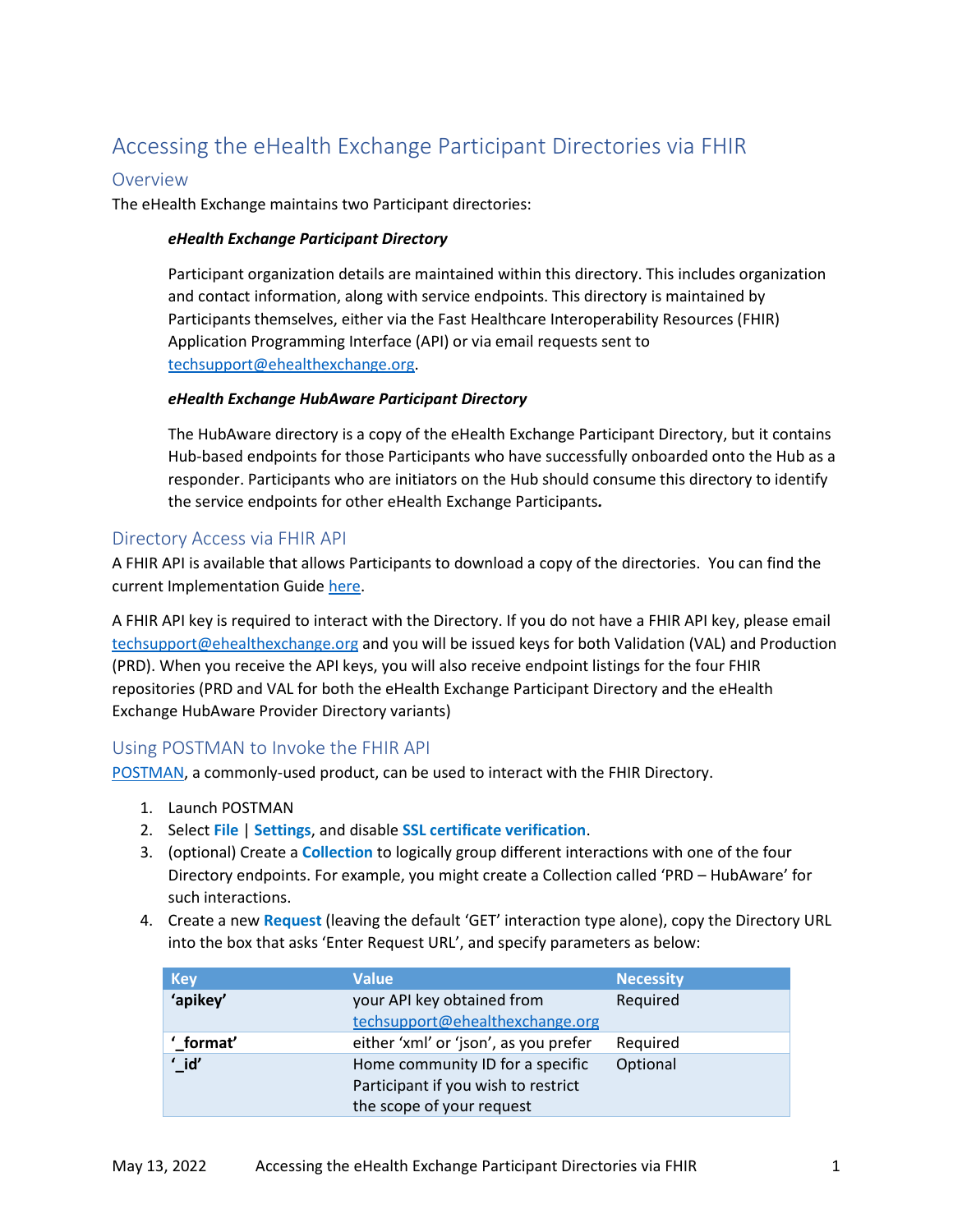# Accessing the eHealth Exchange Participant Directories via FHIR

## Overview

The eHealth Exchange maintains two Participant directories:

> ***eHealth Exchange Participant Directory***
>
> Participant organization details are maintained within this directory. This includes organization and contact information, along with service endpoints. This directory is maintained by Participants themselves, either via the Fast Healthcare Interoperability Resources (FHIR) Application Programming Interface (API) or via email requests sent to techsupport@ehealthexchange.org.
>
> ***eHealth Exchange HubAware Participant Directory***
>
> The HubAware directory is a copy of the eHealth Exchange Participant Directory, but it contains Hub-based endpoints for those Participants who have successfully onboarded onto the Hub as a responder. Participants who are initiators on the Hub should consume this directory to identify the service endpoints for other eHealth Exchange Participants***.***

## Directory Access via FHIR API

A FHIR API is available that allows Participants to download a copy of the directories. You can find the current Implementation Guide here.

A FHIR API key is required to interact with the Directory. If you do not have a FHIR API key, please email techsupport@ehealthexchange.org and you will be issued keys for both Validation (VAL) and Production (PRD). When you receive the API keys, you will also receive endpoint listings for the four FHIR repositories (PRD and VAL for both the eHealth Exchange Participant Directory and the eHealth Exchange HubAware Provider Directory variants)

## Using POSTMAN to Invoke the FHIR API

POSTMAN, a commonly-used product, can be used to interact with the FHIR Directory.

1. Launch POSTMAN
2. Select **File** | **Settings**, and disable **SSL certificate verification**.
3. (optional) Create a **Collection** to logically group different interactions with one of the four Directory endpoints. For example, you might create a Collection called 'PRD – HubAware' for such interactions.
4. Create a new **Request** (leaving the default 'GET' interaction type alone), copy the Directory URL into the box that asks 'Enter Request URL', and specify parameters as below:

| Key | Value | Necessity |
|---|---|---|
| **'apikey'** | your API key obtained from techsupport@ehealthexchange.org | Required |
| **'_format'** | either 'xml' or 'json', as you prefer | Required |
| **'_id'** | Home community ID for a specific Participant if you wish to restrict the scope of your request | Optional |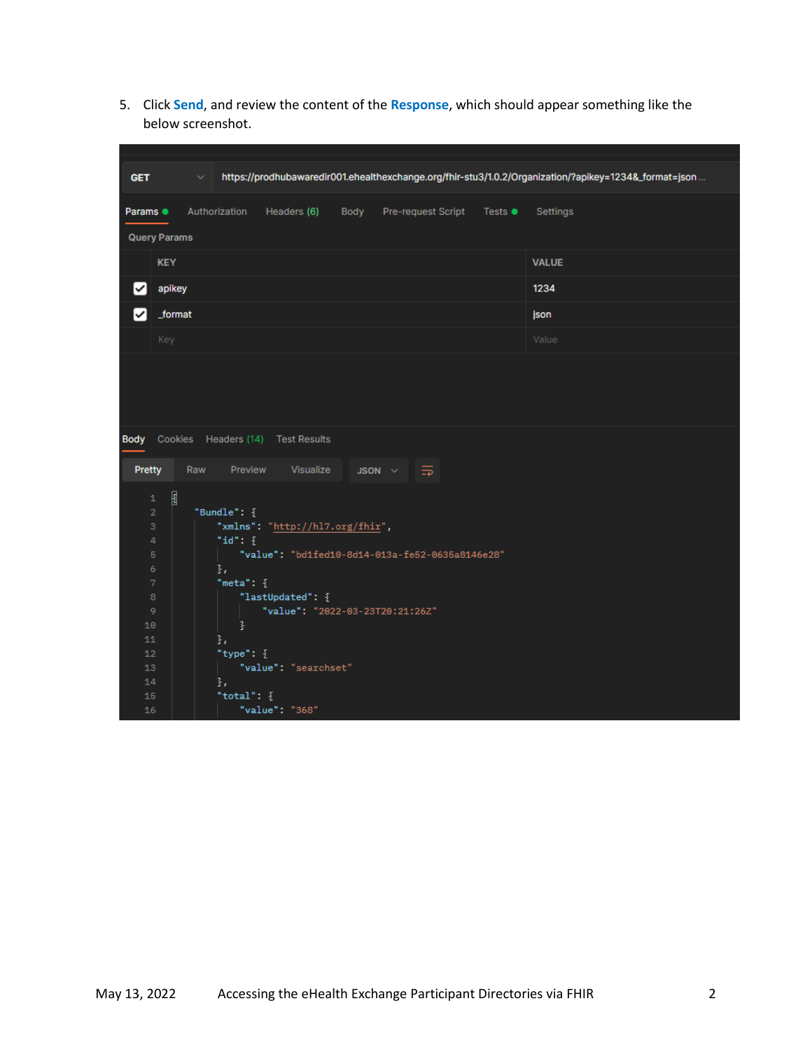5. Click **Send**, and review the content of the **Response**, which should appear something like the below screenshot.

GET https://prodhubawaredir001.ehealthexchange.org/fhir-stu3/1.0.2/Organization/?apikey=1234&_format=json...

Params Authorization Headers (6) Body Pre-request Script Tests Settings

Query Params

| KEY | VALUE |
| --- | --- |
| apikey | 1234 |
| _format | json |
| Key | Value |

Body Cookies Headers (14) Test Results

Pretty Raw Preview Visualize JSON

```
{
    "Bundle": {
        "xmlns": "http://hl7.org/fhir",
        "id": {
            "value": "bd1fed10-8d14-013a-fe52-0635a8146e28"
        },
        "meta": {
            "lastUpdated": {
                "value": "2022-03-23T20:21:26Z"
            }
        },
        "type": {
            "value": "searchset"
        },
        "total": {
            "value": "368"
```